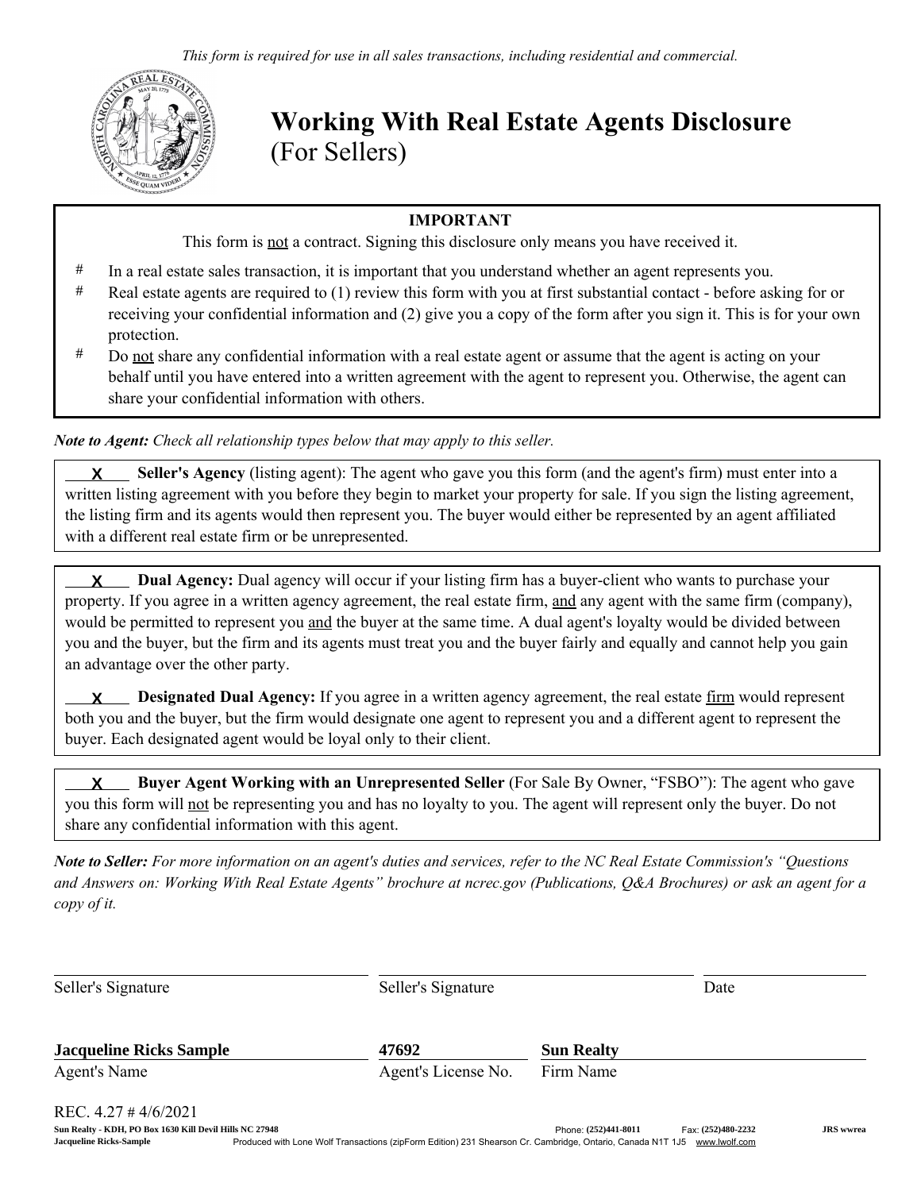*This form is required for use in all sales transactions, including residential and commercial.*

# Working With Real Estate Agents Disclosure
(For Sellers)

**IMPORTANT**

This form is not a contract. Signing this disclosure only means you have received it.

- In a real estate sales transaction, it is important that you understand whether an agent represents you.
- Real estate agents are required to (1) review this form with you at first substantial contact - before asking for or receiving your confidential information and (2) give you a copy of the form after you sign it. This is for your own protection.
- Do not share any confidential information with a real estate agent or assume that the agent is acting on your behalf until you have entered into a written agreement with the agent to represent you. Otherwise, the agent can share your confidential information with others.

***Note to Agent:*** *Check all relationship types below that may apply to this seller.*

__X__ **Seller's Agency** (listing agent): The agent who gave you this form (and the agent's firm) must enter into a written listing agreement with you before they begin to market your property for sale. If you sign the listing agreement, the listing firm and its agents would then represent you. The buyer would either be represented by an agent affiliated with a different real estate firm or be unrepresented.

__X__ **Dual Agency:** Dual agency will occur if your listing firm has a buyer-client who wants to purchase your property. If you agree in a written agency agreement, the real estate firm, and any agent with the same firm (company), would be permitted to represent you and the buyer at the same time. A dual agent's loyalty would be divided between you and the buyer, but the firm and its agents must treat you and the buyer fairly and equally and cannot help you gain an advantage over the other party.

__X__ **Designated Dual Agency:** If you agree in a written agency agreement, the real estate firm would represent both you and the buyer, but the firm would designate one agent to represent you and a different agent to represent the buyer. Each designated agent would be loyal only to their client.

__X__ **Buyer Agent Working with an Unrepresented Seller** (For Sale By Owner, "FSBO"): The agent who gave you this form will not be representing you and has no loyalty to you. The agent will represent only the buyer. Do not share any confidential information with this agent.

***Note to Seller:*** *For more information on an agent's duties and services, refer to the NC Real Estate Commission's "Questions and Answers on: Working With Real Estate Agents" brochure at ncrec.gov (Publications, Q&A Brochures) or ask an agent for a copy of it.*

| ______________________ | ______________________ | ______________________ |
|---|---|---|
| Seller's Signature | Seller's Signature | Date |

| **Jacqueline Ricks Sample** | **47692** | **Sun Realty** |
|---|---|---|
| Agent's Name | Agent's License No. | Firm Name |

REC. 4.27 # 4/6/2021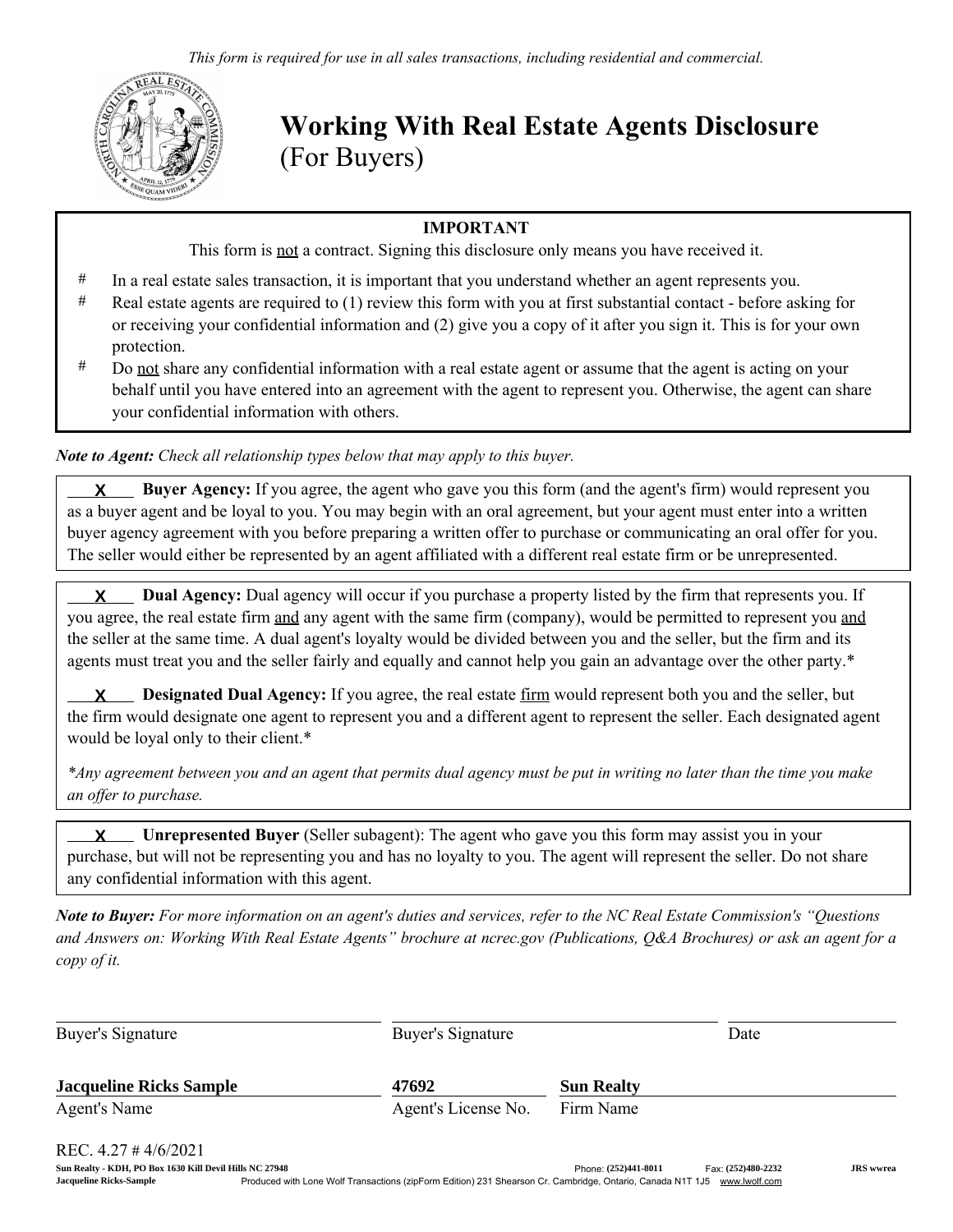*This form is required for use in all sales transactions, including residential and commercial.*

# Working With Real Estate Agents Disclosure
(For Buyers)

**IMPORTANT**

This form is not a contract. Signing this disclosure only means you have received it.

# In a real estate sales transaction, it is important that you understand whether an agent represents you.
# Real estate agents are required to (1) review this form with you at first substantial contact - before asking for or receiving your confidential information and (2) give you a copy of it after you sign it. This is for your own protection.
# Do not share any confidential information with a real estate agent or assume that the agent is acting on your behalf until you have entered into an agreement with the agent to represent you. Otherwise, the agent can share your confidential information with others.

***Note to Agent:*** *Check all relationship types below that may apply to this buyer.*

X **Buyer Agency:** If you agree, the agent who gave you this form (and the agent's firm) would represent you as a buyer agent and be loyal to you. You may begin with an oral agreement, but your agent must enter into a written buyer agency agreement with you before preparing a written offer to purchase or communicating an oral offer for you. The seller would either be represented by an agent affiliated with a different real estate firm or be unrepresented.

X **Dual Agency:** Dual agency will occur if you purchase a property listed by the firm that represents you. If you agree, the real estate firm and any agent with the same firm (company), would be permitted to represent you and the seller at the same time. A dual agent's loyalty would be divided between you and the seller, but the firm and its agents must treat you and the seller fairly and equally and cannot help you gain an advantage over the other party.*

X **Designated Dual Agency:** If you agree, the real estate firm would represent both you and the seller, but the firm would designate one agent to represent you and a different agent to represent the seller. Each designated agent would be loyal only to their client.*

**Any agreement between you and an agent that permits dual agency must be put in writing no later than the time you make an offer to purchase.*

X **Unrepresented Buyer** (Seller subagent): The agent who gave you this form may assist you in your purchase, but will not be representing you and has no loyalty to you. The agent will represent the seller. Do not share any confidential information with this agent.

***Note to Buyer:*** *For more information on an agent's duties and services, refer to the NC Real Estate Commission's "Questions and Answers on: Working With Real Estate Agents" brochure at ncrec.gov (Publications, Q&A Brochures) or ask an agent for a copy of it.*

| | | |
|---|---|---|
| Buyer's Signature | Buyer's Signature | Date |

| | | |
|---|---|---|
| **Jacqueline Ricks Sample** | **47692** | **Sun Realty** |
| Agent's Name | Agent's License No. | Firm Name |

REC. 4.27 # 4/6/2021

Sun Realty - KDH, PO Box 1630 Kill Devil Hills NC 27948 Phone: (252)441-8011 Fax: (252)480-2232 JRS wwrea
Jacqueline Ricks-Sample Produced with Lone Wolf Transactions (zipForm Edition) 231 Shearson Cr. Cambridge, Ontario, Canada N1T 1J5 www.lwolf.com